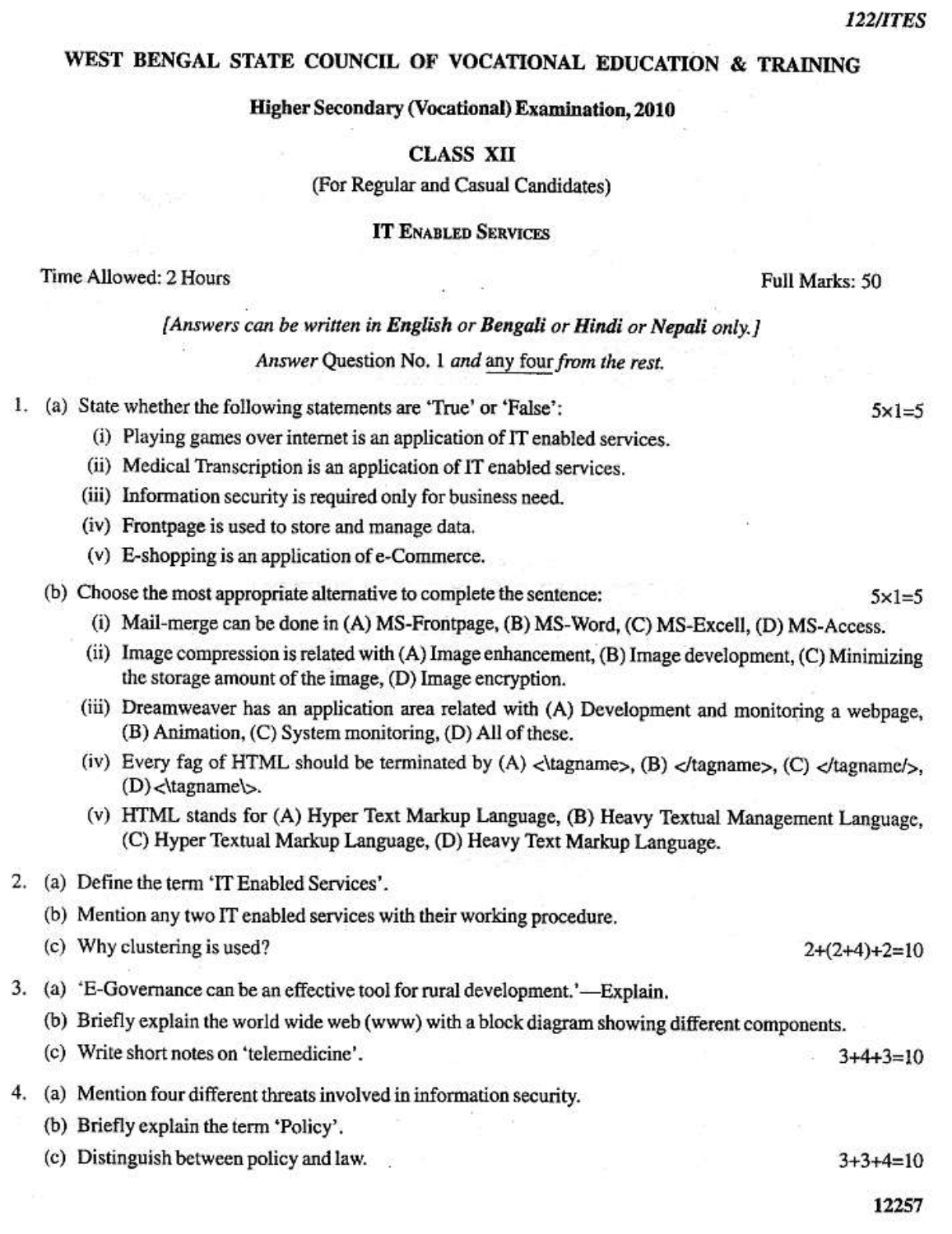**122/ITES**

# WEST BENGAL STATE COUNCIL OF VOCATIONAL EDUCATION & TRAINING

## Higher Secondary (Vocational) Examination, 2010

### CLASS XII

(For Regular and Casual Candidates)

### IT ENABLED SERVICES

Time Allowed: 2 Hours — Full Marks: 50

*[Answers can be written in **English** or **Bengali** or **Hindi** or **Nepali** only.]*

*Answer* Question No. 1 *and* any four *from the rest.*

1. (a) State whether the following statements are 'True' or 'False': 5×1=5

   (i) Playing games over internet is an application of IT enabled services.

   (ii) Medical Transcription is an application of IT enabled services.

   (iii) Information security is required only for business need.

   (iv) Frontpage is used to store and manage data.

   (v) E-shopping is an application of e-Commerce.

   (b) Choose the most appropriate alternative to complete the sentence: 5×1=5

   (i) Mail-merge can be done in (A) MS-Frontpage, (B) MS-Word, (C) MS-Excell, (D) MS-Access.

   (ii) Image compression is related with (A) Image enhancement, (B) Image development, (C) Minimizing the storage amount of the image, (D) Image encryption.

   (iii) Dreamweaver has an application area related with (A) Development and monitoring a webpage, (B) Animation, (C) System monitoring, (D) All of these.

   (iv) Every fag of HTML should be terminated by (A) <\tagname>, (B) </tagname>, (C) </tagname/>, (D) <\tagname\>.

   (v) HTML stands for (A) Hyper Text Markup Language, (B) Heavy Textual Management Language, (C) Hyper Textual Markup Language, (D) Heavy Text Markup Language.

2. (a) Define the term 'IT Enabled Services'.

   (b) Mention any two IT enabled services with their working procedure.

   (c) Why clustering is used? 2+(2+4)+2=10

3. (a) 'E-Governance can be an effective tool for rural development.'—Explain.

   (b) Briefly explain the world wide web (www) with a block diagram showing different components.

   (c) Write short notes on 'telemedicine'. 3+4+3=10

4. (a) Mention four different threats involved in information security.

   (b) Briefly explain the term 'Policy'.

   (c) Distinguish between policy and law. 3+3+4=10

12257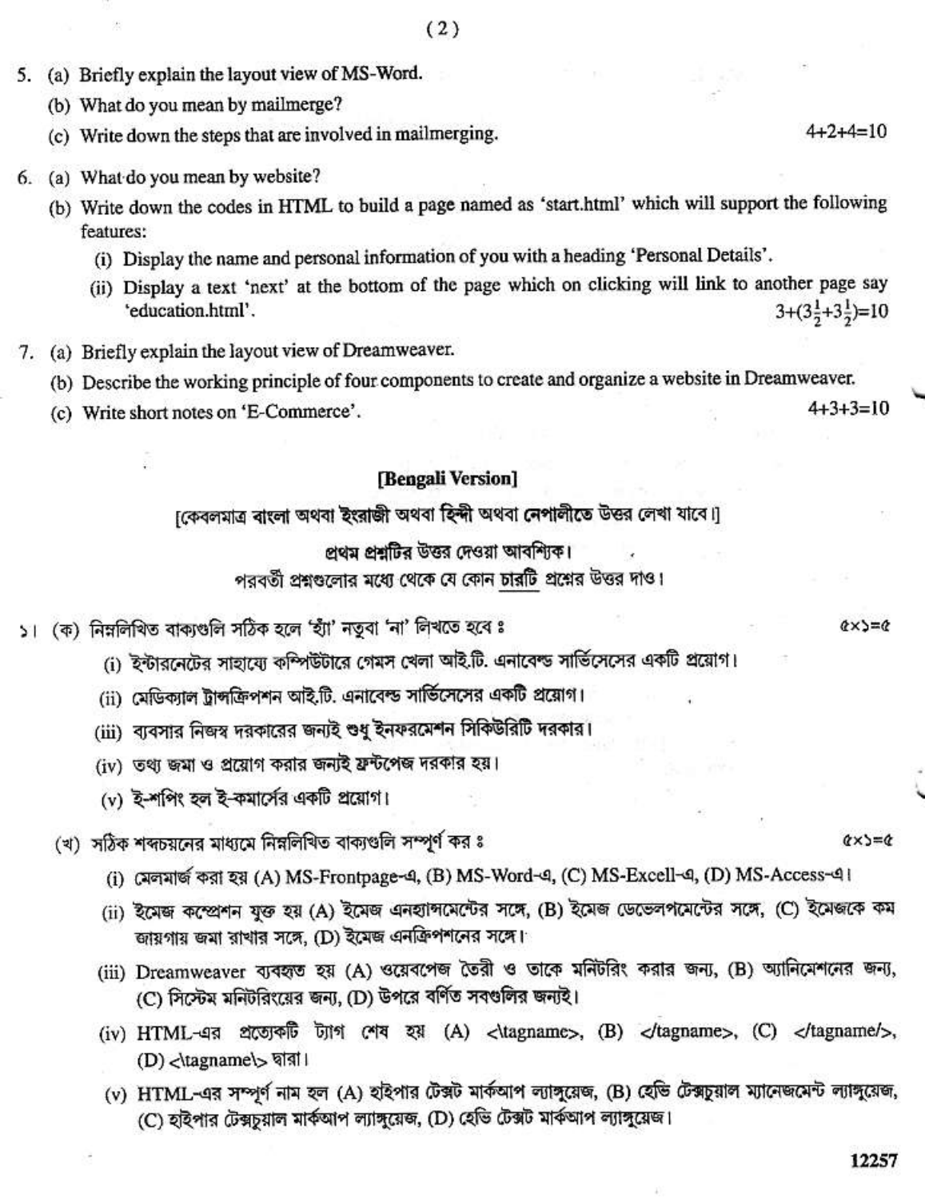5. (a) Briefly explain the layout view of MS-Word.

   (b) What do you mean by mailmerge?

   (c) Write down the steps that are involved in mailmerging. 4+2+4=10

6. (a) What do you mean by website?

   (b) Write down the codes in HTML to build a page named as 'start.html' which will support the following features:

   (i) Display the name and personal information of you with a heading 'Personal Details'.

   (ii) Display a text 'next' at the bottom of the page which on clicking will link to another page say 'education.html'. $3+(3\frac{1}{2}+3\frac{1}{2})=10$

7. (a) Briefly explain the layout view of Dreamweaver.

   (b) Describe the working principle of four components to create and organize a website in Dreamweaver.

   (c) Write short notes on 'E-Commerce'. 4+3+3=10

## [Bengali Version]

[কেবলমাত্র বাংলা অথবা ইংরাজী অথবা হিন্দী অথবা নেপালীতে উত্তর লেখা যাবে।]

প্রথম প্রশ্নটির উত্তর দেওয়া আবশ্যিক।

পরবর্তী প্রশ্নগুলোর মধ্যে থেকে যে কোন চারটি প্রশ্নের উত্তর দাও।

১। (ক) নিম্নলিখিত বাক্যগুলি সঠিক হলে 'হাঁ' নতুবা 'না' লিখতে হবে ঃ ৫×১=৫

(i) ইন্টারনেটের সাহায্যে কম্পিউটারে গেমস খেলা আই.টি. এনাবেল্ড সার্ভিসেসের একটি প্রয়োগ।

(ii) মেডিক্যাল ট্রান্সক্রিপশন আই.টি. এনাবেল্ড সার্ভিসেসের একটি প্রয়োগ।

(iii) ব্যবসার নিজস্ব দরকারের জন্যই শুধু ইনফরমেশন সিকিউরিটি দরকার।

(iv) তথ্য জমা ও প্রয়োগ করার জন্যই ফ্রন্টপেজ দরকার হয়।

(v) ই-শপিং হল ই-কমার্সের একটি প্রয়োগ।

(খ) সঠিক শব্দচয়নের মাধ্যমে নিম্নলিখিত বাক্যগুলি সম্পূর্ণ কর ঃ ৫×১=৫

(i) মেলমার্জ করা হয় (A) MS-Frontpage-এ, (B) MS-Word-এ, (C) MS-Excell-এ, (D) MS-Access-এ।

(ii) ইমেজ কম্প্রেশন যুক্ত হয় (A) ইমেজ এনহান্সমেন্টের সঙ্গে, (B) ইমেজ ডেভেলপমেন্টের সঙ্গে, (C) ইমেজকে কম জায়গায় জমা রাখার সঙ্গে, (D) ইমেজ এনক্রিপশনের সঙ্গে।

(iii) Dreamweaver ব্যবহৃত হয় (A) ওয়েবপেজ তৈরী ও তাকে মনিটরিং করার জন্য, (B) অ্যানিমেশনের জন্য, (C) সিস্টেম মনিটরিংয়ের জন্য, (D) উপরে বর্ণিত সবগুলির জন্যই।

(iv) HTML-এর প্রত্যেকটি ট্যাগ শেষ হয় (A) <\tagname>, (B) </tagname>, (C) </tagname/>, (D) <\tagname\> দ্বারা।

(v) HTML-এর সম্পূর্ণ নাম হল (A) হাইপার টেক্সট মার্কআপ ল্যাঙ্গুয়েজ, (B) হেভি টেক্সচুয়াল ম্যানেজমেন্ট ল্যাঙ্গুয়েজ, (C) হাইপার টেক্সচুয়াল মার্কআপ ল্যাঙ্গুয়েজ, (D) হেভি টেক্সট মার্কআপ ল্যাঙ্গুয়েজ।

12257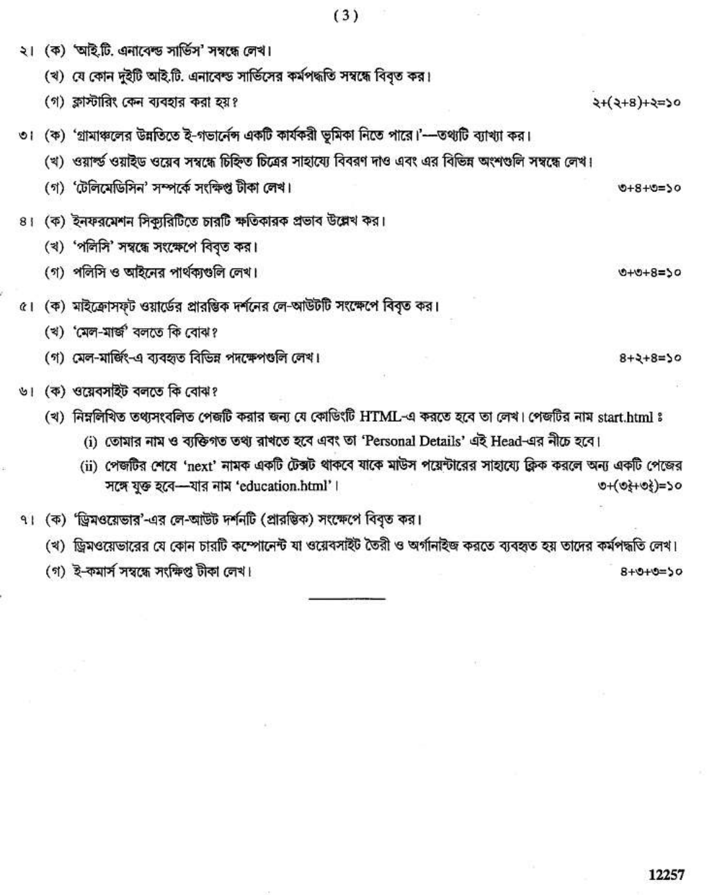২। (ক) 'আই.টি. এনাবেল্ড সার্ভিস' সম্বন্ধে লেখ।

(খ) যে কোন দুইটি আই.টি. এনাবেল্ড সার্ভিসের কর্মপদ্ধতি সম্বন্ধে বিবৃত কর।

(গ) ক্লাস্টারিং কেন ব্যবহার করা হয়? ২+(২+৪)+২=১০

৩। (ক) 'গ্রামাঞ্চলের উন্নতিতে ই-গভার্নেন্স একটি কার্যকরী ভূমিকা নিতে পারে।'—তথ্যটি ব্যাখ্যা কর।

(খ) ওয়ার্ল্ড ওয়াইড ওয়েব সম্বন্ধে চিহ্নিত চিত্রের সাহায্যে বিবরণ দাও এবং এর বিভিন্ন অংশগুলি সম্বন্ধে লেখ।

(গ) 'টেলিমেডিসিন' সম্পর্কে সংক্ষিপ্ত টীকা লেখ। ৩+৪+৩=১০

৪। (ক) ইনফরমেশন সিক্যুরিটিতে চারটি ক্ষতিকারক প্রভাব উল্লেখ কর।

(খ) 'পলিসি' সম্বন্ধে সংক্ষেপে বিবৃত কর।

(গ) পলিসি ও আইনের পার্থক্যগুলি লেখ। ৩+৩+৪=১০

৫। (ক) মাইক্রোসফ্ট ওয়ার্ডের প্রারম্ভিক দর্শনের লে-আউটটি সংক্ষেপে বিবৃত কর।

(খ) 'মেল-মার্জ' বলতে কি বোঝ?

(গ) মেল-মার্জিং-এ ব্যবহৃত বিভিন্ন পদক্ষেপগুলি লেখ। ৪+২+৪=১০

৬। (ক) ওয়েবসাইট বলতে কি বোঝ?

(খ) নিম্নলিখিত তথ্যসংবলিত পেজটি করার জন্য যে কোডিংটি HTML-এ করতে হবে তা লেখ। পেজটির নাম start.html :

(i) তোমার নাম ও ব্যক্তিগত তথ্য রাখতে হবে এবং তা 'Personal Details' এই Head-এর নীচে হবে।

(ii) পেজটির শেষে 'next' নামক একটি টেক্সট থাকবে যাকে মাউস পয়েন্টারের সাহায্যে ক্লিক করলে অন্য একটি পেজের সঙ্গে যুক্ত হবে—যার নাম 'education.html'। ৩+(৩½+৩½)=১০

৭। (ক) 'ড্রিমওয়েভার'-এর লে-আউট দর্শনটি (প্রারম্ভিক) সংক্ষেপে বিবৃত কর।

(খ) ড্রিমওয়েভারের যে কোন চারটি কম্পোনেন্ট যা ওয়েবসাইট তৈরী ও অর্গানাইজ করতে ব্যবহৃত হয় তাদের কর্মপদ্ধতি লেখ।

(গ) ই-কমার্স সম্বন্ধে সংক্ষিপ্ত টীকা লেখ। ৪+৩+৩=১০

12257